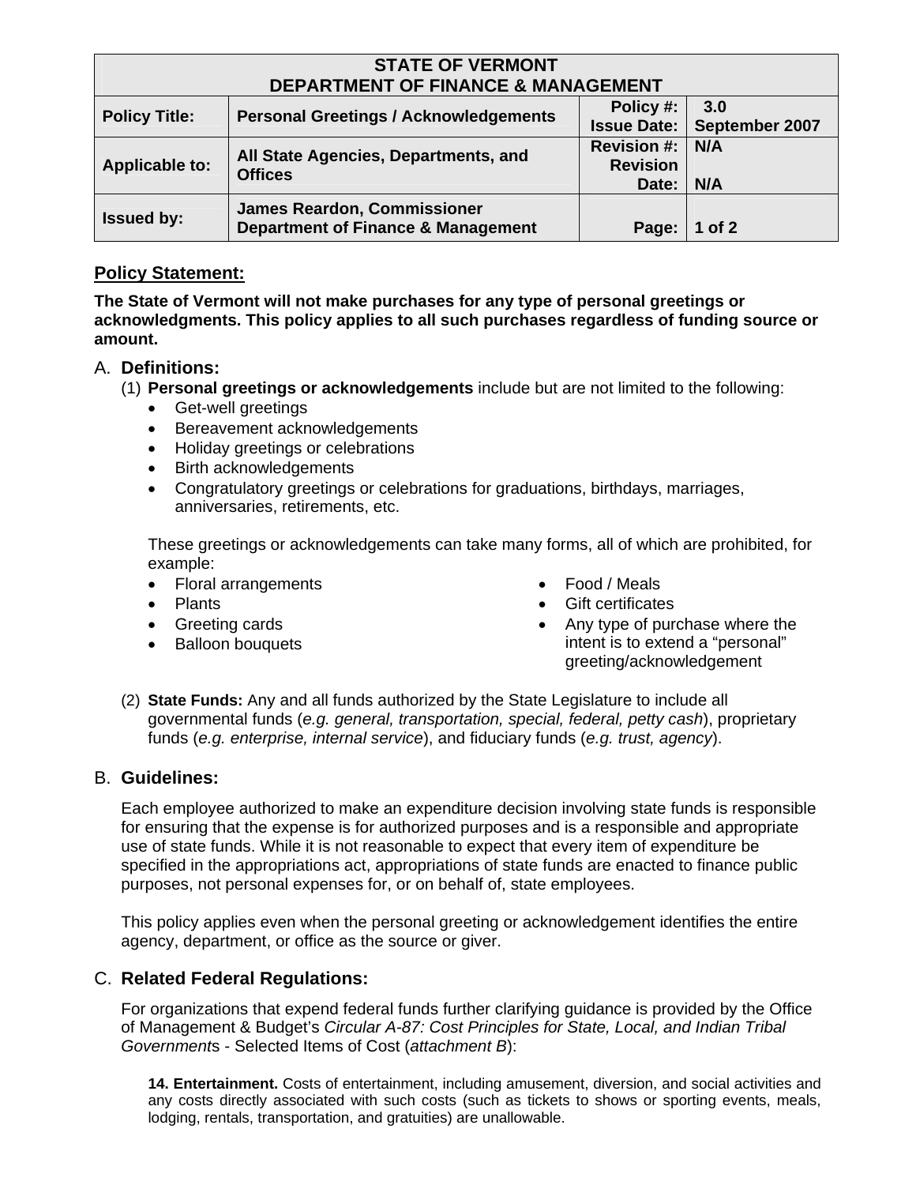| STATE OF VERMONT DEPARTMENT OF FINANCE & MANAGEMENT | | | |
|---|---|---|---|
| **Policy Title:** | **Personal Greetings / Acknowledgements** | **Policy #:** **Issue Date:** | **3.0** **September 2007** |
| **Applicable to:** | **All State Agencies, Departments, and Offices** | **Revision #:** **Revision Date:** | **N/A** **N/A** |
| **Issued by:** | **James Reardon, Commissioner Department of Finance & Management** | **Page:** | **1 of 2** |

## Policy Statement:

**The State of Vermont will not make purchases for any type of personal greetings or acknowledgments. This policy applies to all such purchases regardless of funding source or amount.**

## A. Definitions:

(1) **Personal greetings or acknowledgements** include but are not limited to the following:

- Get-well greetings
- Bereavement acknowledgements
- Holiday greetings or celebrations
- Birth acknowledgements
- Congratulatory greetings or celebrations for graduations, birthdays, marriages, anniversaries, retirements, etc.

These greetings or acknowledgements can take many forms, all of which are prohibited, for example:

- Floral arrangements
- Plants
- Greeting cards
- Balloon bouquets
- Food / Meals
- Gift certificates
- Any type of purchase where the intent is to extend a "personal" greeting/acknowledgement

(2) **State Funds:** Any and all funds authorized by the State Legislature to include all governmental funds (*e.g. general, transportation, special, federal, petty cash*), proprietary funds (*e.g. enterprise, internal service*), and fiduciary funds (*e.g. trust, agency*).

## B. Guidelines:

Each employee authorized to make an expenditure decision involving state funds is responsible for ensuring that the expense is for authorized purposes and is a responsible and appropriate use of state funds. While it is not reasonable to expect that every item of expenditure be specified in the appropriations act, appropriations of state funds are enacted to finance public purposes, not personal expenses for, or on behalf of, state employees.

This policy applies even when the personal greeting or acknowledgement identifies the entire agency, department, or office as the source or giver.

## C. Related Federal Regulations:

For organizations that expend federal funds further clarifying guidance is provided by the Office of Management & Budget's *Circular A-87: Cost Principles for State, Local, and Indian Tribal Governments* - Selected Items of Cost (*attachment B*):

> **14. Entertainment.** Costs of entertainment, including amusement, diversion, and social activities and any costs directly associated with such costs (such as tickets to shows or sporting events, meals, lodging, rentals, transportation, and gratuities) are unallowable.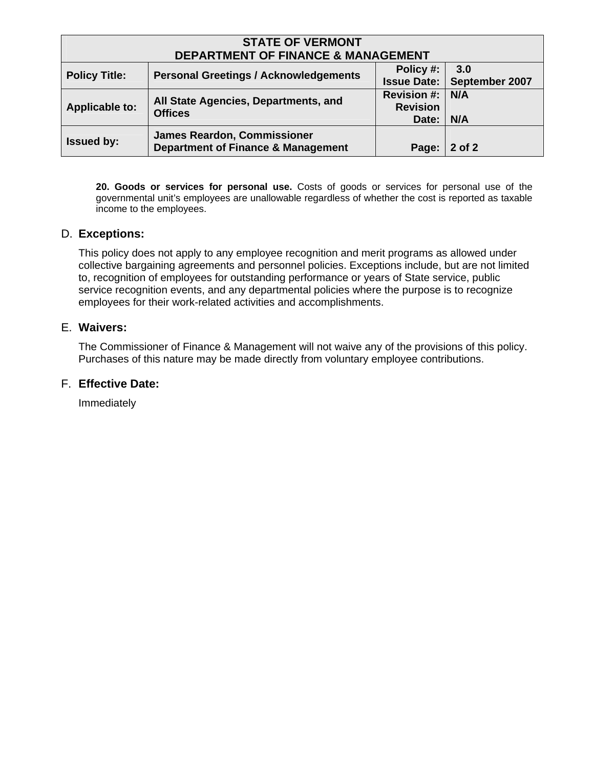**20. Goods or services for personal use.** Costs of goods or services for personal use of the governmental unit's employees are unallowable regardless of whether the cost is reported as taxable income to the employees.

## D. Exceptions:

This policy does not apply to any employee recognition and merit programs as allowed under collective bargaining agreements and personnel policies. Exceptions include, but are not limited to, recognition of employees for outstanding performance or years of State service, public service recognition events, and any departmental policies where the purpose is to recognize employees for their work-related activities and accomplishments.

## E. Waivers:

The Commissioner of Finance & Management will not waive any of the provisions of this policy. Purchases of this nature may be made directly from voluntary employee contributions.

## F. Effective Date:

Immediately